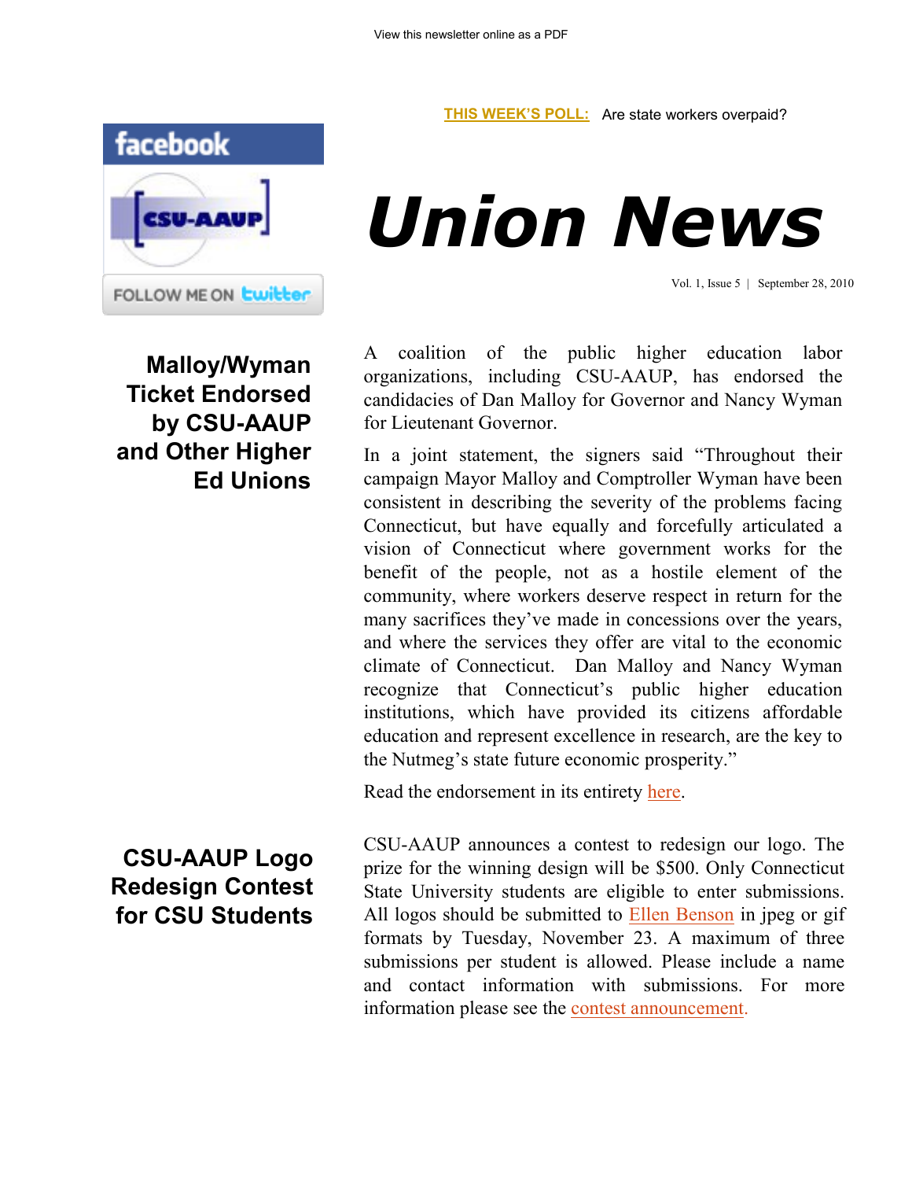View this newsletter online as a PDF

**THIS WEEK'S POLL:** Are state workers overpaid?

# Union News

Vol. 1, Issue 5 | September 28, 2010

## Malloy/Wyman Ticket Endorsed by CSU-AAUP and Other Higher Ed Unions

A coalition of the public higher education labor organizations, including CSU-AAUP, has endorsed the candidacies of Dan Malloy for Governor and Nancy Wyman for Lieutenant Governor.

In a joint statement, the signers said "Throughout their campaign Mayor Malloy and Comptroller Wyman have been consistent in describing the severity of the problems facing Connecticut, but have equally and forcefully articulated a vision of Connecticut where government works for the benefit of the people, not as a hostile element of the community, where workers deserve respect in return for the many sacrifices they've made in concessions over the years, and where the services they offer are vital to the economic climate of Connecticut. Dan Malloy and Nancy Wyman recognize that Connecticut's public higher education institutions, which have provided its citizens affordable education and represent excellence in research, are the key to the Nutmeg's state future economic prosperity."

Read the endorsement in its entirety here.

## CSU-AAUP Logo Redesign Contest for CSU Students

CSU-AAUP announces a contest to redesign our logo. The prize for the winning design will be $500. Only Connecticut State University students are eligible to enter submissions. All logos should be submitted to Ellen Benson in jpeg or gif formats by Tuesday, November 23. A maximum of three submissions per student is allowed. Please include a name and contact information with submissions. For more information please see the contest announcement.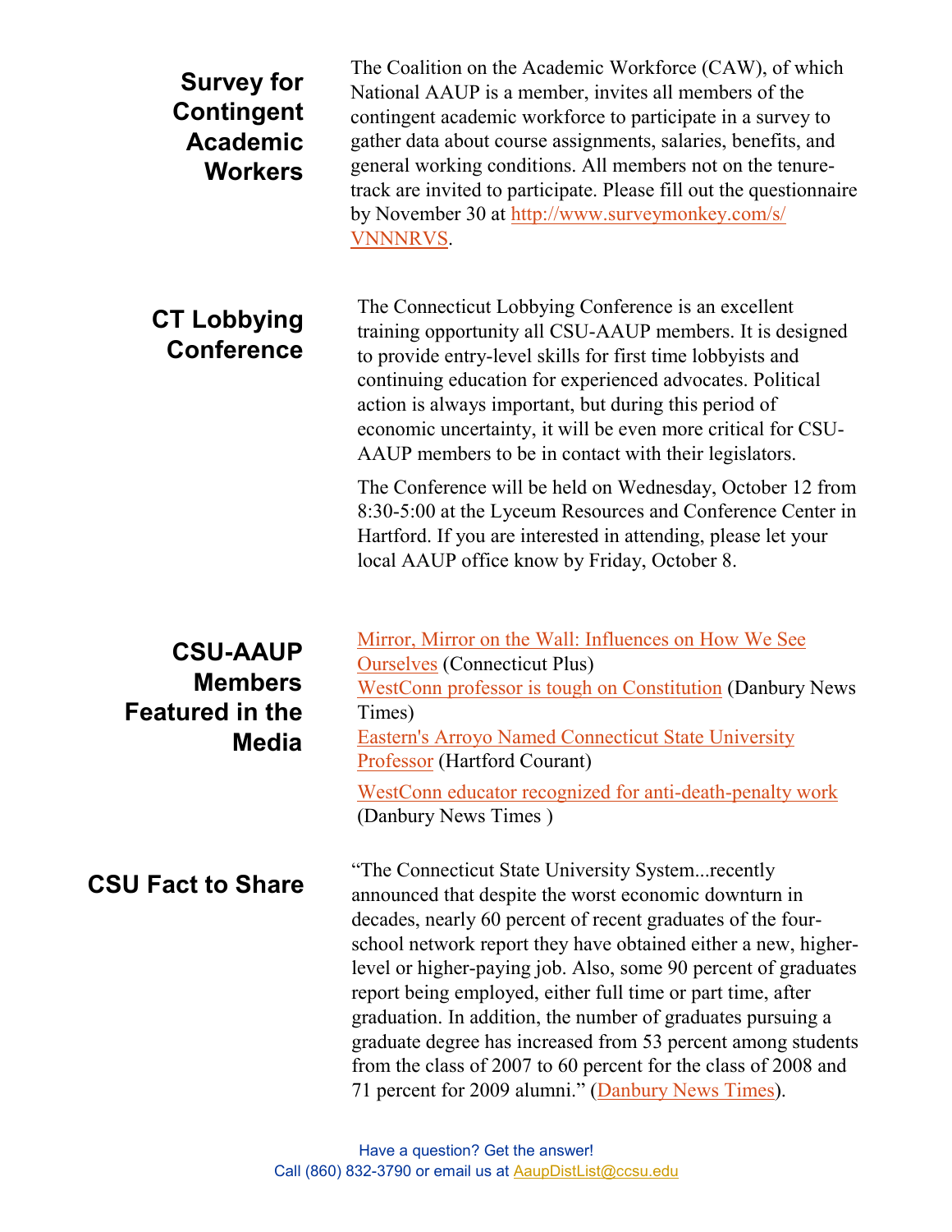## Survey for Contingent Academic Workers

The Coalition on the Academic Workforce (CAW), of which National AAUP is a member, invites all members of the contingent academic workforce to participate in a survey to gather data about course assignments, salaries, benefits, and general working conditions. All members not on the tenure-track are invited to participate. Please fill out the questionnaire by November 30 at [http://www.surveymonkey.com/s/VNNNRVS](http://www.surveymonkey.com/s/VNNNRVS).

## CT Lobbying Conference

The Connecticut Lobbying Conference is an excellent training opportunity all CSU-AAUP members. It is designed to provide entry-level skills for first time lobbyists and continuing education for experienced advocates. Political action is always important, but during this period of economic uncertainty, it will be even more critical for CSU-AAUP members to be in contact with their legislators.

The Conference will be held on Wednesday, October 12 from 8:30-5:00 at the Lyceum Resources and Conference Center in Hartford. If you are interested in attending, please let your local AAUP office know by Friday, October 8.

## CSU-AAUP Members Featured in the Media

Mirror, Mirror on the Wall: Influences on How We See Ourselves (Connecticut Plus)
WestConn professor is tough on Constitution (Danbury News Times)
Eastern's Arroyo Named Connecticut State University Professor (Hartford Courant)

WestConn educator recognized for anti-death-penalty work (Danbury News Times )

## CSU Fact to Share

"The Connecticut State University System...recently announced that despite the worst economic downturn in decades, nearly 60 percent of recent graduates of the four-school network report they have obtained either a new, higher-level or higher-paying job. Also, some 90 percent of graduates report being employed, either full time or part time, after graduation. In addition, the number of graduates pursuing a graduate degree has increased from 53 percent among students from the class of 2007 to 60 percent for the class of 2008 and 71 percent for 2009 alumni." (Danbury News Times).

Have a question? Get the answer!
Call (860) 832-3790 or email us at AaupDistList@ccsu.edu